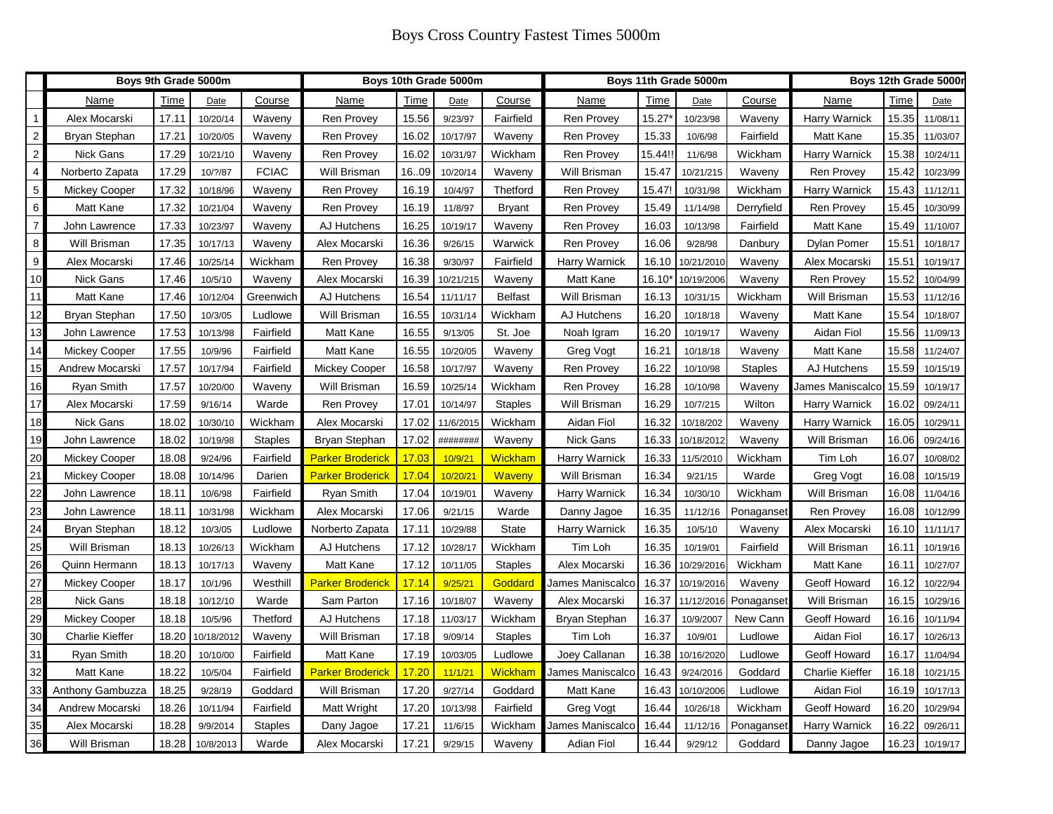# Boys Cross Country Fastest Times 5000m

| | Boys 9th Grade 5000m | | | | Boys 10th Grade 5000m | | | | Boys 11th Grade 5000m | | | | Boys 12th Grade 5000r | | |
|---|---|---|---|---|---|---|---|---|---|---|---|---|---|---|---|
| | Name | Time | Date | Course | Name | Time | Date | Course | Name | Time | Date | Course | Name | Time | Date |
| 1 | Alex Mocarski | 17.11 | 10/20/14 | Waveny | Ren Provey | 15.56 | 9/23/97 | Fairfield | Ren Provey | 15.27* | 10/23/98 | Waveny | Harry Warnick | 15.35 | 11/08/11 |
| 2 | Bryan Stephan | 17.21 | 10/20/05 | Waveny | Ren Provey | 16.02 | 10/17/97 | Waveny | Ren Provey | 15.33 | 10/6/98 | Fairfield | Matt Kane | 15.35 | 11/03/07 |
| 2 | Nick Gans | 17.29 | 10/21/10 | Waveny | Ren Provey | 16.02 | 10/31/97 | Wickham | Ren Provey | 15.44!! | 11/6/98 | Wickham | Harry Warnick | 15.38 | 10/24/11 |
| 4 | Norberto Zapata | 17.29 | 10/?/87 | FCIAC | Will Brisman | 16..09 | 10/20/14 | Waveny | Will Brisman | 15.47 | 10/21/215 | Waveny | Ren Provey | 15.42 | 10/23/99 |
| 5 | Mickey Cooper | 17.32 | 10/18/96 | Waveny | Ren Provey | 16.19 | 10/4/97 | Thetford | Ren Provey | 15.47! | 10/31/98 | Wickham | Harry Warnick | 15.43 | 11/12/11 |
| 6 | Matt Kane | 17.32 | 10/21/04 | Waveny | Ren Provey | 16.19 | 11/8/97 | Bryant | Ren Provey | 15.49 | 11/14/98 | Derryfield | Ren Provey | 15.45 | 10/30/99 |
| 7 | John Lawrence | 17.33 | 10/23/97 | Waveny | AJ Hutchens | 16.25 | 10/19/17 | Waveny | Ren Provey | 16.03 | 10/13/98 | Fairfield | Matt Kane | 15.49 | 11/10/07 |
| 8 | Will Brisman | 17.35 | 10/17/13 | Waveny | Alex Mocarski | 16.36 | 9/26/15 | Warwick | Ren Provey | 16.06 | 9/28/98 | Danbury | Dylan Pomer | 15.51 | 10/18/17 |
| 9 | Alex Mocarski | 17.46 | 10/25/14 | Wickham | Ren Provey | 16.38 | 9/30/97 | Fairfield | Harry Warnick | 16.10 | 10/21/2010 | Waveny | Alex Mocarski | 15.51 | 10/19/17 |
| 10 | Nick Gans | 17.46 | 10/5/10 | Waveny | Alex Mocarski | 16.39 | 10/21/215 | Waveny | Matt Kane | 16.10* | 10/19/2006 | Waveny | Ren Provey | 15.52 | 10/04/99 |
| 11 | Matt Kane | 17.46 | 10/12/04 | Greenwich | AJ Hutchens | 16.54 | 11/11/17 | Belfast | Will Brisman | 16.13 | 10/31/15 | Wickham | Will Brisman | 15.53 | 11/12/16 |
| 12 | Bryan Stephan | 17.50 | 10/3/05 | Ludlowe | Will Brisman | 16.55 | 10/31/14 | Wickham | AJ Hutchens | 16.20 | 10/18/18 | Waveny | Matt Kane | 15.54 | 10/18/07 |
| 13 | John Lawrence | 17.53 | 10/13/98 | Fairfield | Matt Kane | 16.55 | 9/13/05 | St. Joe | Noah Igram | 16.20 | 10/19/17 | Waveny | Aidan Fiol | 15.56 | 11/09/13 |
| 14 | Mickey Cooper | 17.55 | 10/9/96 | Fairfield | Matt Kane | 16.55 | 10/20/05 | Waveny | Greg Vogt | 16.21 | 10/18/18 | Waveny | Matt Kane | 15.58 | 11/24/07 |
| 15 | Andrew Mocarski | 17.57 | 10/17/94 | Fairfield | Mickey Cooper | 16.58 | 10/17/97 | Waveny | Ren Provey | 16.22 | 10/10/98 | Staples | AJ Hutchens | 15.59 | 10/15/19 |
| 16 | Ryan Smith | 17.57 | 10/20/00 | Waveny | Will Brisman | 16.59 | 10/25/14 | Wickham | Ren Provey | 16.28 | 10/10/98 | Waveny | James Maniscalco | 15.59 | 10/19/17 |
| 17 | Alex Mocarski | 17.59 | 9/16/14 | Warde | Ren Provey | 17.01 | 10/14/97 | Staples | Will Brisman | 16.29 | 10/7/215 | Wilton | Harry Warnick | 16.02 | 09/24/11 |
| 18 | Nick Gans | 18.02 | 10/30/10 | Wickham | Alex Mocarski | 17.02 | 11/6/2015 | Wickham | Aidan Fiol | 16.32 | 10/18/202 | Waveny | Harry Warnick | 16.05 | 10/29/11 |
| 19 | John Lawrence | 18.02 | 10/19/98 | Staples | Bryan Stephan | 17.02 | ######## | Waveny | Nick Gans | 16.33 | 10/18/2012 | Waveny | Will Brisman | 16.06 | 09/24/16 |
| 20 | Mickey Cooper | 18.08 | 9/24/96 | Fairfield | Parker Broderick | 17.03 | 10/9/21 | Wickham | Harry Warnick | 16.33 | 11/5/2010 | Wickham | Tim Loh | 16.07 | 10/08/02 |
| 21 | Mickey Cooper | 18.08 | 10/14/96 | Darien | Parker Broderick | 17.04 | 10/20/21 | Waveny | Will Brisman | 16.34 | 9/21/15 | Warde | Greg Vogt | 16.08 | 10/15/19 |
| 22 | John Lawrence | 18.11 | 10/6/98 | Fairfield | Ryan Smith | 17.04 | 10/19/01 | Waveny | Harry Warnick | 16.34 | 10/30/10 | Wickham | Will Brisman | 16.08 | 11/04/16 |
| 23 | John Lawrence | 18.11 | 10/31/98 | Wickham | Alex Mocarski | 17.06 | 9/21/15 | Warde | Danny Jagoe | 16.35 | 11/12/16 | Ponaganset | Ren Provey | 16.08 | 10/12/99 |
| 24 | Bryan Stephan | 18.12 | 10/3/05 | Ludlowe | Norberto Zapata | 17.11 | 10/29/88 | State | Harry Warnick | 16.35 | 10/5/10 | Waveny | Alex Mocarski | 16.10 | 11/11/17 |
| 25 | Will Brisman | 18.13 | 10/26/13 | Wickham | AJ Hutchens | 17.12 | 10/28/17 | Wickham | Tim Loh | 16.35 | 10/19/01 | Fairfield | Will Brisman | 16.11 | 10/19/16 |
| 26 | Quinn Hermann | 18.13 | 10/17/13 | Waveny | Matt Kane | 17.12 | 10/11/05 | Staples | Alex Mocarski | 16.36 | 10/29/2016 | Wickham | Matt Kane | 16.11 | 10/27/07 |
| 27 | Mickey Cooper | 18.17 | 10/1/96 | Westhill | Parker Broderick | 17.14 | 9/25/21 | Goddard | James Maniscalco | 16.37 | 10/19/2016 | Waveny | Geoff Howard | 16.12 | 10/22/94 |
| 28 | Nick Gans | 18.18 | 10/12/10 | Warde | Sam Parton | 17.16 | 10/18/07 | Waveny | Alex Mocarski | 16.37 | 11/12/2016 | Ponaganset | Will Brisman | 16.15 | 10/29/16 |
| 29 | Mickey Cooper | 18.18 | 10/5/96 | Thetford | AJ Hutchens | 17.18 | 11/03/17 | Wickham | Bryan Stephan | 16.37 | 10/9/2007 | New Cann | Geoff Howard | 16.16 | 10/11/94 |
| 30 | Charlie Kieffer | 18.20 | 10/18/2012 | Waveny | Will Brisman | 17.18 | 9/09/14 | Staples | Tim Loh | 16.37 | 10/9/01 | Ludlowe | Aidan Fiol | 16.17 | 10/26/13 |
| 31 | Ryan Smith | 18.20 | 10/10/00 | Fairfield | Matt Kane | 17.19 | 10/03/05 | Ludlowe | Joey Callanan | 16.38 | 10/16/2020 | Ludlowe | Geoff Howard | 16.17 | 11/04/94 |
| 32 | Matt Kane | 18.22 | 10/5/04 | Fairfield | Parker Broderick | 17.20 | 11/1/21 | Wickham | James Maniscalco | 16.43 | 9/24/2016 | Goddard | Charlie Kieffer | 16.18 | 10/21/15 |
| 33 | Anthony Gambuzza | 18.25 | 9/28/19 | Goddard | Will Brisman | 17.20 | 9/27/14 | Goddard | Matt Kane | 16.43 | 10/10/2006 | Ludlowe | Aidan Fiol | 16.19 | 10/17/13 |
| 34 | Andrew Mocarski | 18.26 | 10/11/94 | Fairfield | Matt Wright | 17.20 | 10/13/98 | Fairfield | Greg Vogt | 16.44 | 10/26/18 | Wickham | Geoff Howard | 16.20 | 10/29/94 |
| 35 | Alex Mocarski | 18.28 | 9/9/2014 | Staples | Dany Jagoe | 17.21 | 11/6/15 | Wickham | James Maniscalco | 16.44 | 11/12/16 | Ponaganset | Harry Warnick | 16.22 | 09/26/11 |
| 36 | Will Brisman | 18.28 | 10/8/2013 | Warde | Alex Mocarski | 17.21 | 9/29/15 | Waveny | Adian Fiol | 16.44 | 9/29/12 | Goddard | Danny Jagoe | 16.23 | 10/19/17 |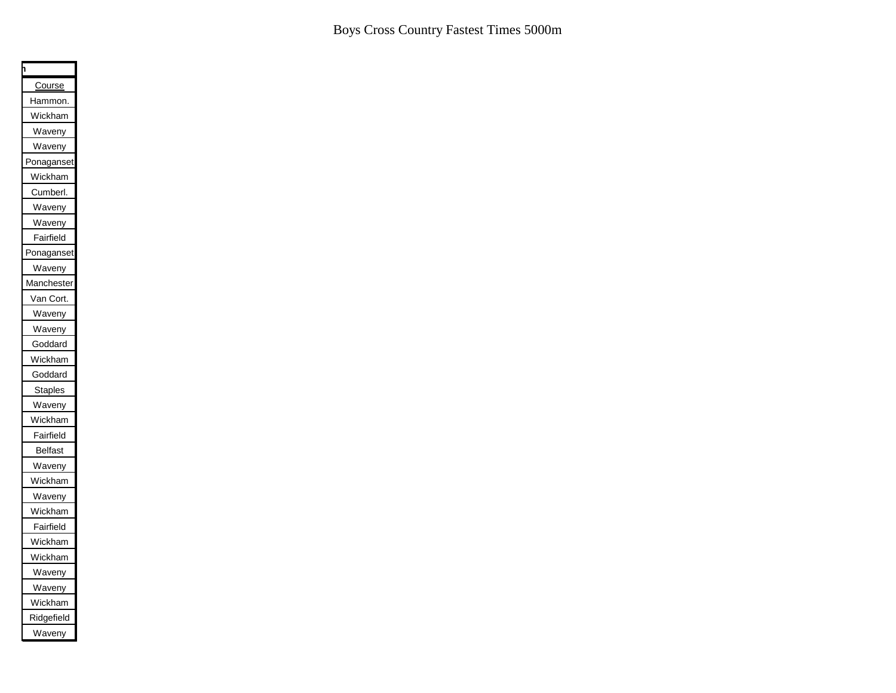Boys Cross Country Fastest Times 5000m

| n |
| --- |
| Course |
| Hammon. |
| Wickham |
| Waveny |
| Waveny |
| Ponaganset |
| Wickham |
| Cumberl. |
| Waveny |
| Waveny |
| Fairfield |
| Ponaganset |
| Waveny |
| Manchester |
| Van Cort. |
| Waveny |
| Waveny |
| Goddard |
| Wickham |
| Goddard |
| Staples |
| Waveny |
| Wickham |
| Fairfield |
| Belfast |
| Waveny |
| Wickham |
| Waveny |
| Wickham |
| Fairfield |
| Wickham |
| Wickham |
| Waveny |
| Waveny |
| Wickham |
| Ridgefield |
| Waveny |